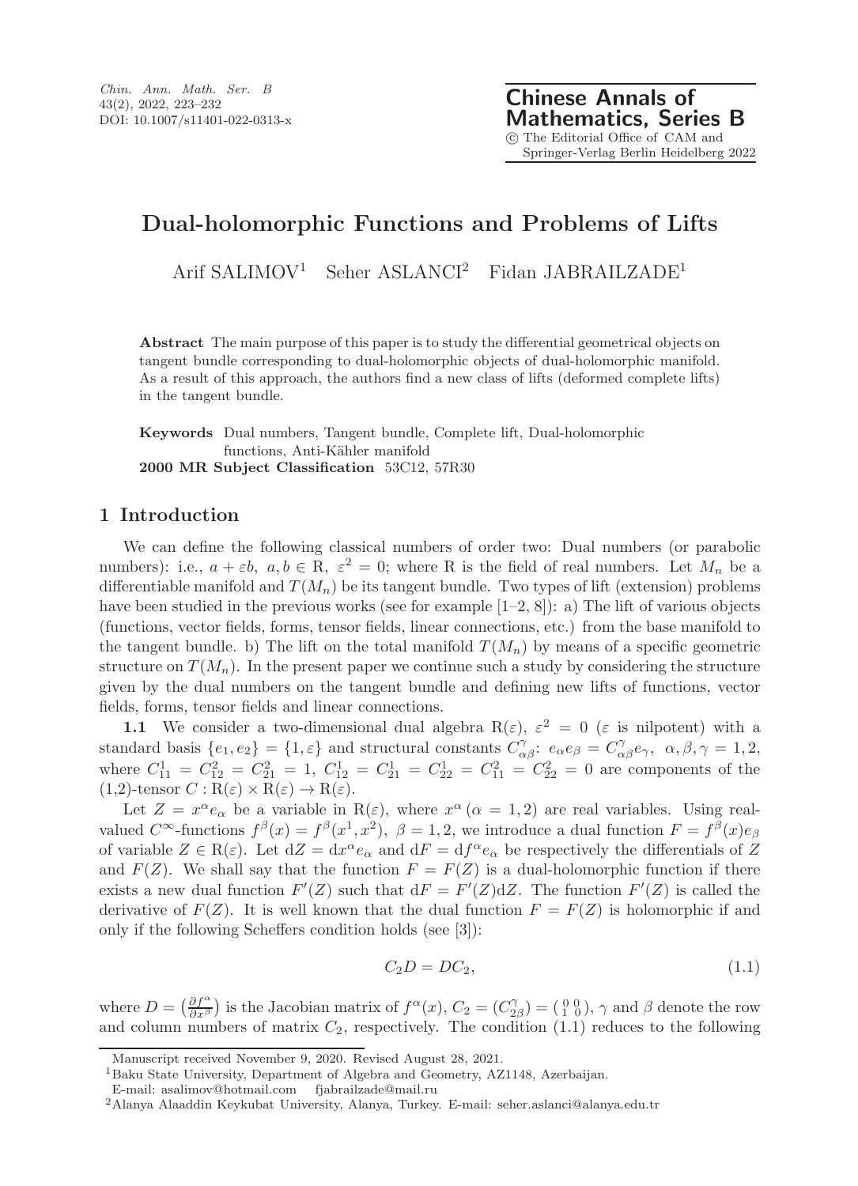# Dual-holomorphic Functions and Problems of Lifts

Arif SALIMOV[1] Seher ASLANCI[2] Fidan JABRAILZADE[1]

**Abstract** The main purpose of this paper is to study the differential geometrical objects on tangent bundle corresponding to dual-holomorphic objects of dual-holomorphic manifold. As a result of this approach, the authors find a new class of lifts (deformed complete lifts) in the tangent bundle.

**Keywords** Dual numbers, Tangent bundle, Complete lift, Dual-holomorphic functions, Anti-Kähler manifold

**2000 MR Subject Classification** 53C12, 57R30

## 1 Introduction

We can define the following classical numbers of order two: Dual numbers (or parabolic numbers): i.e., $a + \varepsilon b$, $a, b \in \mathrm{R}$, $\varepsilon^2 = 0$; where R is the field of real numbers. Let $M_n$ be a differentiable manifold and $T(M_n)$ be its tangent bundle. Two types of lift (extension) problems have been studied in the previous works (see for example [1–2, 8]): a) The lift of various objects (functions, vector fields, forms, tensor fields, linear connections, etc.) from the base manifold to the tangent bundle. b) The lift on the total manifold $T(M_n)$ by means of a specific geometric structure on $T(M_n)$. In the present paper we continue such a study by considering the structure given by the dual numbers on the tangent bundle and defining new lifts of functions, vector fields, forms, tensor fields and linear connections.

**1.1** We consider a two-dimensional dual algebra $\mathrm{R}(\varepsilon)$, $\varepsilon^2 = 0$ ($\varepsilon$ is nilpotent) with a standard basis $\{e_1, e_2\} = \{1, \varepsilon\}$ and structural constants $C^{\gamma}_{\alpha\beta}$: $e_\alpha e_\beta = C^{\gamma}_{\alpha\beta} e_\gamma$, $\alpha, \beta, \gamma = 1, 2$, where $C^1_{11} = C^2_{12} = C^2_{21} = 1$, $C^1_{12} = C^1_{21} = C^1_{22} = C^2_{11} = C^2_{22} = 0$ are components of the (1,2)-tensor $C : \mathrm{R}(\varepsilon) \times \mathrm{R}(\varepsilon) \to \mathrm{R}(\varepsilon)$.

Let $Z = x^\alpha e_\alpha$ be a variable in $\mathrm{R}(\varepsilon)$, where $x^\alpha$ $(\alpha = 1, 2)$ are real variables. Using real-valued $C^\infty$-functions $f^\beta(x) = f^\beta(x^1, x^2)$, $\beta = 1, 2$, we introduce a dual function $F = f^\beta(x) e_\beta$ of variable $Z \in \mathrm{R}(\varepsilon)$. Let $\mathrm{d}Z = \mathrm{d}x^\alpha e_\alpha$ and $\mathrm{d}F = \mathrm{d}f^\alpha e_\alpha$ be respectively the differentials of $Z$ and $F(Z)$. We shall say that the function $F = F(Z)$ is a dual-holomorphic function if there exists a new dual function $F'(Z)$ such that $\mathrm{d}F = F'(Z)\mathrm{d}Z$. The function $F'(Z)$ is called the derivative of $F(Z)$. It is well known that the dual function $F = F(Z)$ is holomorphic if and only if the following Scheffers condition holds (see [3]):

$$C_2 D = D C_2, \tag{1.1}$$

where $D = \left(\frac{\partial f^\alpha}{\partial x^\beta}\right)$ is the Jacobian matrix of $f^\alpha(x)$, $C_2 = (C^{\gamma}_{2\beta}) = \left(\begin{smallmatrix} 0 & 0 \\ 1 & 0 \end{smallmatrix}\right)$, $\gamma$ and $\beta$ denote the row and column numbers of matrix $C_2$, respectively. The condition (1.1) reduces to the following

Manuscript received November 9, 2020. Revised August 28, 2021.

[1]Baku State University, Department of Algebra and Geometry, AZ1148, Azerbaijan.
E-mail: asalimov@hotmail.com fjabrailzade@mail.ru

[2]Alanya Alaaddin Keykubat University, Alanya, Turkey. E-mail: seher.aslanci@alanya.edu.tr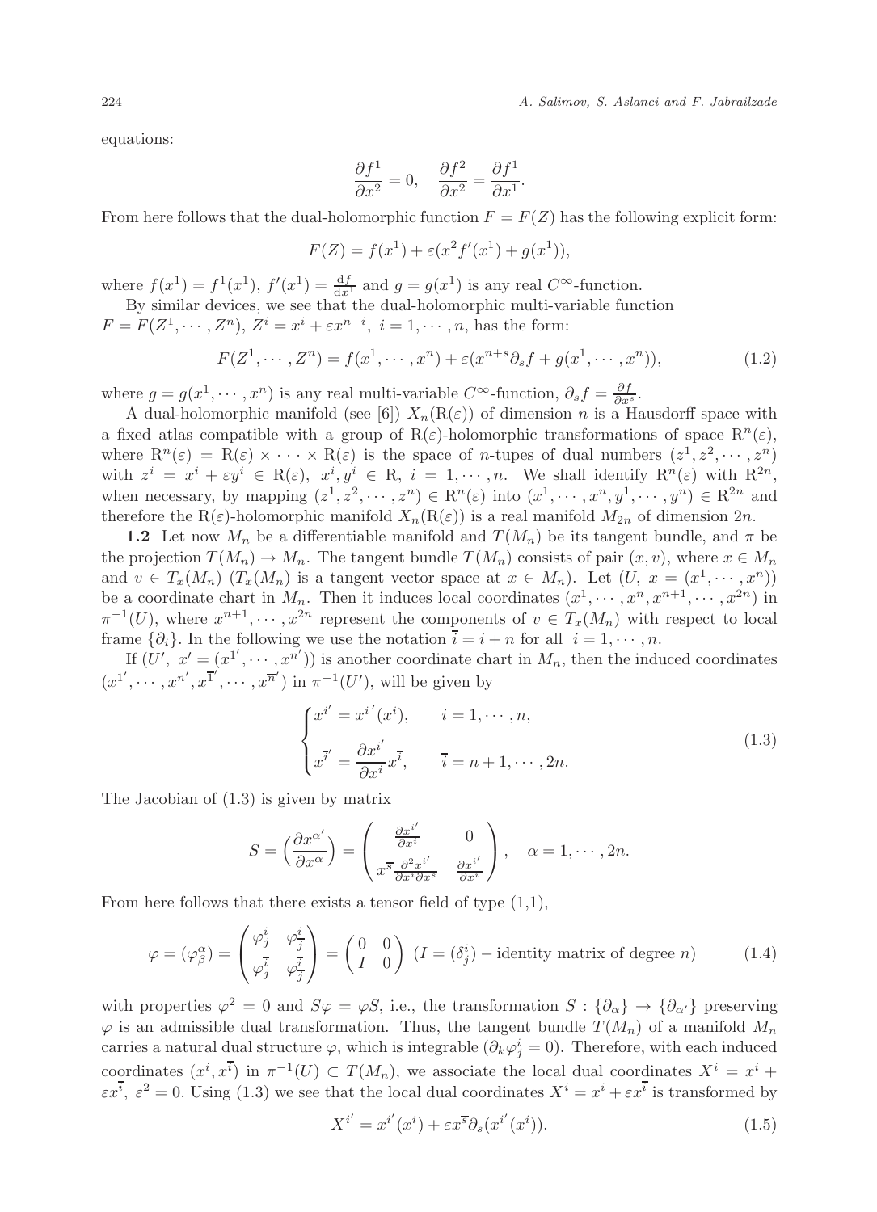equations:

$$\frac{\partial f^1}{\partial x^2} = 0, \quad \frac{\partial f^2}{\partial x^2} = \frac{\partial f^1}{\partial x^1}.$$

From here follows that the dual-holomorphic function $F = F(Z)$ has the following explicit form:

$$F(Z) = f(x^1) + \varepsilon(x^2 f'(x^1) + g(x^1)),$$

where $f(x^1) = f^1(x^1)$, $f'(x^1) = \frac{\mathrm{d}f}{\mathrm{d}x^1}$ and $g = g(x^1)$ is any real $C^\infty$-function.

By similar devices, we see that the dual-holomorphic multi-variable function $F = F(Z^1, \cdots, Z^n)$, $Z^i = x^i + \varepsilon x^{n+i}$, $i = 1, \cdots, n$, has the form:

$$F(Z^1, \cdots, Z^n) = f(x^1, \cdots, x^n) + \varepsilon(x^{n+s}\partial_s f + g(x^1, \cdots, x^n)), \tag{1.2}$$

where $g = g(x^1, \cdots, x^n)$ is any real multi-variable $C^\infty$-function, $\partial_s f = \frac{\partial f}{\partial x^s}$.

A dual-holomorphic manifold (see [6]) $X_n(\mathrm{R}(\varepsilon))$ of dimension $n$ is a Hausdorff space with a fixed atlas compatible with a group of $\mathrm{R}(\varepsilon)$-holomorphic transformations of space $\mathrm{R}^n(\varepsilon)$, where $\mathrm{R}^n(\varepsilon) = \mathrm{R}(\varepsilon) \times \cdots \times \mathrm{R}(\varepsilon)$ is the space of $n$-tupes of dual numbers $(z^1, z^2, \cdots, z^n)$ with $z^i = x^i + \varepsilon y^i \in \mathrm{R}(\varepsilon)$, $x^i, y^i \in \mathrm{R}$, $i = 1, \cdots, n$. We shall identify $\mathrm{R}^n(\varepsilon)$ with $\mathrm{R}^{2n}$, when necessary, by mapping $(z^1, z^2, \cdots, z^n) \in \mathrm{R}^n(\varepsilon)$ into $(x^1, \cdots, x^n, y^1, \cdots, y^n) \in \mathrm{R}^{2n}$ and therefore the $\mathrm{R}(\varepsilon)$-holomorphic manifold $X_n(\mathrm{R}(\varepsilon))$ is a real manifold $M_{2n}$ of dimension $2n$.

**1.2** Let now $M_n$ be a differentiable manifold and $T(M_n)$ be its tangent bundle, and $\pi$ be the projection $T(M_n) \to M_n$. The tangent bundle $T(M_n)$ consists of pair $(x, v)$, where $x \in M_n$ and $v \in T_x(M_n)$ ($T_x(M_n)$ is a tangent vector space at $x \in M_n$). Let $(U, \ x = (x^1, \cdots, x^n))$ be a coordinate chart in $M_n$. Then it induces local coordinates $(x^1, \cdots, x^n, x^{n+1}, \cdots, x^{2n})$ in $\pi^{-1}(U)$, where $x^{n+1}, \cdots, x^{2n}$ represent the components of $v \in T_x(M_n)$ with respect to local frame $\{\partial_i\}$. In the following we use the notation $\overline{i} = i + n$ for all $i = 1, \cdots, n$.

If $(U', \ x' = (x^{1'}, \cdots, x^{n'}))$ is another coordinate chart in $M_n$, then the induced coordinates $(x^{1'}, \cdots, x^{n'}, x^{\overline{1}'}, \cdots, x^{\overline{n}'})$ in $\pi^{-1}(U')$, will be given by

$$\begin{cases} x^{i'} = x^{i'}(x^i), & i = 1, \cdots, n, \\[2mm] x^{\overline{i}'} = \dfrac{\partial x^{i'}}{\partial x^i} x^{\overline{i}}, & \overline{i} = n+1, \cdots, 2n. \end{cases} \tag{1.3}$$

The Jacobian of (1.3) is given by matrix

$$S = \Big(\frac{\partial x^{\alpha'}}{\partial x^\alpha}\Big) = \begin{pmatrix} \frac{\partial x^{i'}}{\partial x^i} & 0 \\ x^{\overline{s}} \frac{\partial^2 x^{i'}}{\partial x^i \partial x^s} & \frac{\partial x^{i'}}{\partial x^i} \end{pmatrix}, \quad \alpha = 1, \cdots, 2n.$$

From here follows that there exists a tensor field of type (1,1),

$$\varphi = (\varphi^\alpha_\beta) = \begin{pmatrix} \varphi^i_j & \varphi^i_{\overline{j}} \\ \varphi^{\overline{i}}_j & \varphi^{\overline{i}}_{\overline{j}} \end{pmatrix} = \begin{pmatrix} 0 & 0 \\ I & 0 \end{pmatrix} \ (I = (\delta^i_j) - \text{identity matrix of degree } n) \tag{1.4}$$

with properties $\varphi^2 = 0$ and $S\varphi = \varphi S$, i.e., the transformation $S : \{\partial_\alpha\} \to \{\partial_{\alpha'}\}$ preserving $\varphi$ is an admissible dual transformation. Thus, the tangent bundle $T(M_n)$ of a manifold $M_n$ carries a natural dual structure $\varphi$, which is integrable ($\partial_k \varphi^i_j = 0$). Therefore, with each induced coordinates $(x^i, x^{\overline{i}})$ in $\pi^{-1}(U) \subset T(M_n)$, we associate the local dual coordinates $X^i = x^i + \varepsilon x^{\overline{i}}$, $\varepsilon^2 = 0$. Using (1.3) we see that the local dual coordinates $X^i = x^i + \varepsilon x^{\overline{i}}$ is transformed by

$$X^{i'} = x^{i'}(x^i) + \varepsilon x^{\overline{s}} \partial_s (x^{i'}(x^i)). \tag{1.5}$$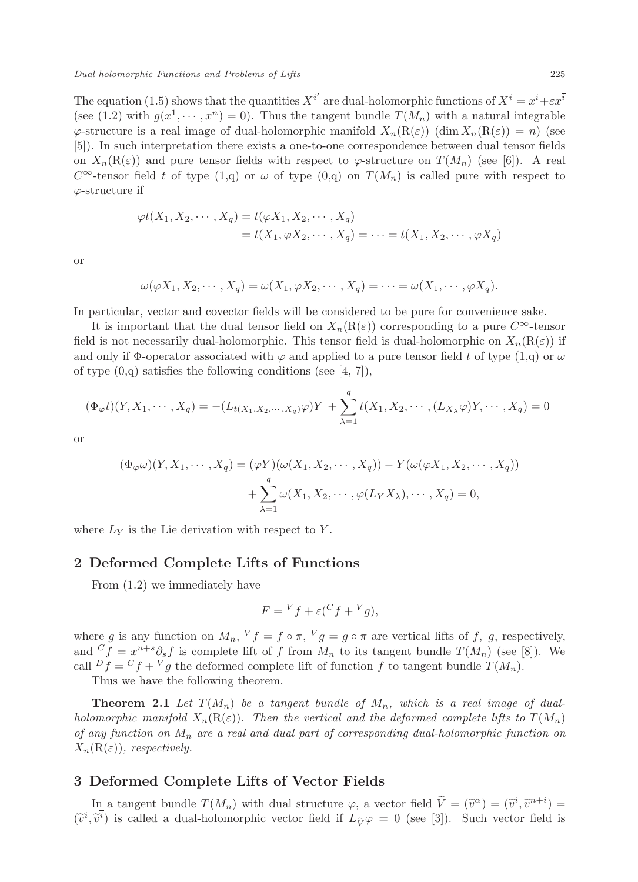The equation (1.5) shows that the quantities $X^{i'}$ are dual-holomorphic functions of $X^i = x^i + \varepsilon x^{\overline{i}}$ (see (1.2) with $g(x^1, \cdots, x^n) = 0$). Thus the tangent bundle $T(M_n)$ with a natural integrable $\varphi$-structure is a real image of dual-holomorphic manifold $X_n(\mathrm{R}(\varepsilon))$ ($\dim X_n(\mathrm{R}(\varepsilon)) = n$) (see [5]). In such interpretation there exists a one-to-one correspondence between dual tensor fields on $X_n(\mathrm{R}(\varepsilon))$ and pure tensor fields with respect to $\varphi$-structure on $T(M_n)$ (see [6]). A real $C^\infty$-tensor field $t$ of type (1,q) or $\omega$ of type (0,q) on $T(M_n)$ is called pure with respect to $\varphi$-structure if

$$\begin{aligned}\varphi t(X_1, X_2, \cdots, X_q) &= t(\varphi X_1, X_2, \cdots, X_q) \\ &= t(X_1, \varphi X_2, \cdots, X_q) = \cdots = t(X_1, X_2, \cdots, \varphi X_q)\end{aligned}$$

or

$$\omega(\varphi X_1, X_2, \cdots, X_q) = \omega(X_1, \varphi X_2, \cdots, X_q) = \cdots = \omega(X_1, \cdots, \varphi X_q).$$

In particular, vector and covector fields will be considered to be pure for convenience sake.

It is important that the dual tensor field on $X_n(\mathrm{R}(\varepsilon))$ corresponding to a pure $C^\infty$-tensor field is not necessarily dual-holomorphic. This tensor field is dual-holomorphic on $X_n(\mathrm{R}(\varepsilon))$ if and only if $\Phi$-operator associated with $\varphi$ and applied to a pure tensor field $t$ of type (1,q) or $\omega$ of type (0,q) satisfies the following conditions (see [4, 7]),

$$(\Phi_\varphi t)(Y, X_1, \cdots, X_q) = -(L_{t(X_1, X_2, \cdots, X_q)}\varphi)Y + \sum_{\lambda=1}^{q} t(X_1, X_2, \cdots, (L_{X_\lambda}\varphi)Y, \cdots, X_q) = 0$$

or

$$\begin{aligned}(\Phi_\varphi \omega)(Y, X_1, \cdots, X_q) &= (\varphi Y)(\omega(X_1, X_2, \cdots, X_q)) - Y(\omega(\varphi X_1, X_2, \cdots, X_q)) \\ &\quad + \sum_{\lambda=1}^{q} \omega(X_1, X_2, \cdots, \varphi(L_Y X_\lambda), \cdots, X_q) = 0,\end{aligned}$$

where $L_Y$ is the Lie derivation with respect to $Y$.

## 2 Deformed Complete Lifts of Functions

From (1.2) we immediately have

$$F = {}^V f + \varepsilon({}^C f + {}^V g),$$

where $g$ is any function on $M_n$, ${}^V f = f \circ \pi$, ${}^V g = g \circ \pi$ are vertical lifts of $f$, $g$, respectively, and ${}^C f = x^{n+s}\partial_s f$ is complete lift of $f$ from $M_n$ to its tangent bundle $T(M_n)$ (see [8]). We call ${}^D f = {}^C f + {}^V g$ the deformed complete lift of function $f$ to tangent bundle $T(M_n)$.

Thus we have the following theorem.

**Theorem 2.1** *Let $T(M_n)$ be a tangent bundle of $M_n$, which is a real image of dual-holomorphic manifold $X_n(\mathrm{R}(\varepsilon))$. Then the vertical and the deformed complete lifts to $T(M_n)$ of any function on $M_n$ are a real and dual part of corresponding dual-holomorphic function on $X_n(\mathrm{R}(\varepsilon))$, respectively.*

## 3 Deformed Complete Lifts of Vector Fields

In a tangent bundle $T(M_n)$ with dual structure $\varphi$, a vector field $\widetilde{V} = (\widetilde{v}^\alpha) = (\widetilde{v}^i, \widetilde{v}^{n+i}) = (\widetilde{v}^i, \widetilde{v}^{\overline{i}})$ is called a dual-holomorphic vector field if $L_{\widetilde{V}}\varphi = 0$ (see [3]). Such vector field is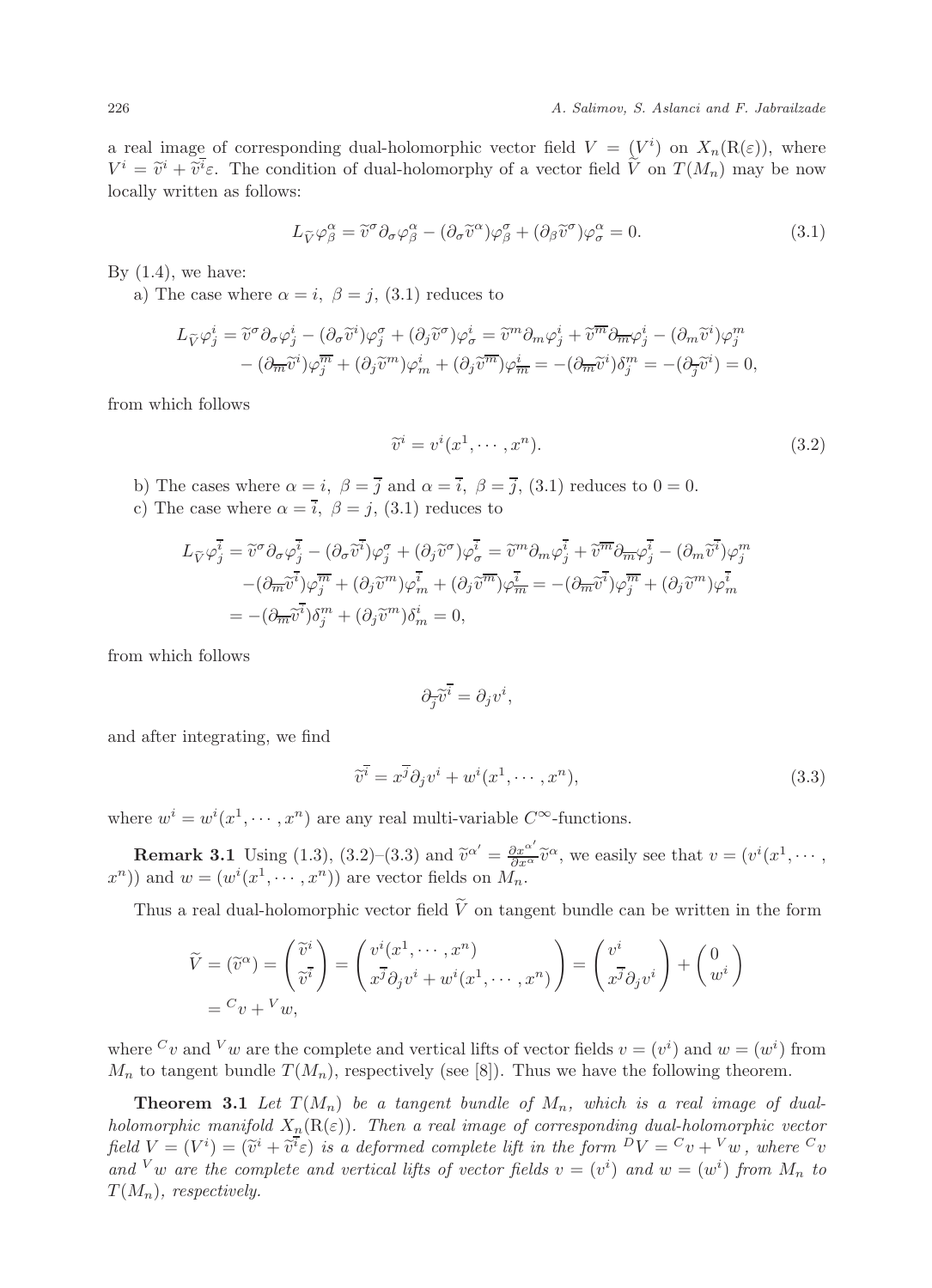a real image of corresponding dual-holomorphic vector field $V = (V^i)$ on $X_n(\mathrm{R}(\varepsilon))$, where $V^i = \widetilde{v}^i + \widetilde{v}^{\overline{i}}\varepsilon$. The condition of dual-holomorphy of a vector field $\widetilde{V}$ on $T(M_n)$ may be now locally written as follows:

$$L_{\widetilde{V}}\varphi^{\alpha}_{\beta} = \widetilde{v}^{\sigma}\partial_{\sigma}\varphi^{\alpha}_{\beta} - (\partial_{\sigma}\widetilde{v}^{\alpha})\varphi^{\sigma}_{\beta} + (\partial_{\beta}\widetilde{v}^{\sigma})\varphi^{\alpha}_{\sigma} = 0. \tag{3.1}$$

By (1.4), we have:

a) The case where $\alpha = i,\ \beta = j$, (3.1) reduces to

$$\begin{aligned}L_{\widetilde{V}}\varphi^{i}_{j} &= \widetilde{v}^{\sigma}\partial_{\sigma}\varphi^{i}_{j} - (\partial_{\sigma}\widetilde{v}^{i})\varphi^{\sigma}_{j} + (\partial_{j}\widetilde{v}^{\sigma})\varphi^{i}_{\sigma} = \widetilde{v}^{m}\partial_{m}\varphi^{i}_{j} + \widetilde{v}^{\overline{m}}\partial_{\overline{m}}\varphi^{i}_{j} - (\partial_{m}\widetilde{v}^{i})\varphi^{m}_{j} \\ &- (\partial_{\overline{m}}\widetilde{v}^{i})\varphi^{\overline{m}}_{j} + (\partial_{j}\widetilde{v}^{m})\varphi^{i}_{m} + (\partial_{j}\widetilde{v}^{\overline{m}})\varphi^{i}_{\overline{m}} = -(\partial_{\overline{m}}\widetilde{v}^{i})\delta^{m}_{j} = -(\partial_{\overline{j}}\widetilde{v}^{i}) = 0,\end{aligned}$$

from which follows

$$\widetilde{v}^{i} = v^{i}(x^1, \cdots, x^n). \tag{3.2}$$

b) The cases where $\alpha = i,\ \beta = \overline{j}$ and $\alpha = \overline{i},\ \beta = \overline{j}$, (3.1) reduces to $0 = 0$.

c) The case where $\alpha = \overline{i},\ \beta = j$, (3.1) reduces to

$$\begin{aligned}L_{\widetilde{V}}\varphi^{\overline{i}}_{j} &= \widetilde{v}^{\sigma}\partial_{\sigma}\varphi^{\overline{i}}_{j} - (\partial_{\sigma}\widetilde{v}^{\overline{i}})\varphi^{\sigma}_{j} + (\partial_{j}\widetilde{v}^{\sigma})\varphi^{\overline{i}}_{\sigma} = \widetilde{v}^{m}\partial_{m}\varphi^{\overline{i}}_{j} + \widetilde{v}^{\overline{m}}\partial_{\overline{m}}\varphi^{\overline{i}}_{j} - (\partial_{m}\widetilde{v}^{\overline{i}})\varphi^{m}_{j} \\ &- (\partial_{\overline{m}}\widetilde{v}^{\overline{i}})\varphi^{\overline{m}}_{j} + (\partial_{j}\widetilde{v}^{m})\varphi^{\overline{i}}_{m} + (\partial_{j}\widetilde{v}^{\overline{m}})\varphi^{\overline{i}}_{\overline{m}} = -(\partial_{\overline{m}}\widetilde{v}^{\overline{i}})\varphi^{\overline{m}}_{j} + (\partial_{j}\widetilde{v}^{m})\varphi^{\overline{i}}_{m} \\ &= -(\partial_{\overline{m}}\widetilde{v}^{\overline{i}})\delta^{m}_{j} + (\partial_{j}\widetilde{v}^{m})\delta^{i}_{m} = 0,\end{aligned}$$

from which follows

$$\partial_{\overline{j}}\widetilde{v}^{\overline{i}} = \partial_{j}v^{i},$$

and after integrating, we find

$$\widetilde{v}^{\overline{i}} = x^{\overline{j}}\partial_{j}v^{i} + w^{i}(x^1, \cdots, x^n), \tag{3.3}$$

where $w^i = w^i(x^1, \cdots, x^n)$ are any real multi-variable $C^{\infty}$-functions.

**Remark 3.1** Using (1.3), (3.2)–(3.3) and $\widetilde{v}^{\alpha'} = \frac{\partial x^{\alpha'}}{\partial x^{\alpha}}\widetilde{v}^{\alpha}$, we easily see that $v = (v^i(x^1, \cdots, x^n))$ and $w = (w^i(x^1, \cdots, x^n))$ are vector fields on $M_n$.

Thus a real dual-holomorphic vector field $\widetilde{V}$ on tangent bundle can be written in the form

$$\begin{aligned}\widetilde{V} = (\widetilde{v}^{\alpha}) &= \begin{pmatrix}\widetilde{v}^{i} \\ \widetilde{v}^{\overline{i}}\end{pmatrix} = \begin{pmatrix}v^{i}(x^1, \cdots, x^n) \\ x^{\overline{j}}\partial_{j}v^{i} + w^{i}(x^1, \cdots, x^n)\end{pmatrix} = \begin{pmatrix}v^{i} \\ x^{\overline{j}}\partial_{j}v^{i}\end{pmatrix} + \begin{pmatrix}0 \\ w^{i}\end{pmatrix} \\ &= {}^{C}v + {}^{V}w,\end{aligned}$$

where ${}^{C}v$ and ${}^{V}w$ are the complete and vertical lifts of vector fields $v = (v^i)$ and $w = (w^i)$ from $M_n$ to tangent bundle $T(M_n)$, respectively (see [8]). Thus we have the following theorem.

**Theorem 3.1** *Let $T(M_n)$ be a tangent bundle of $M_n$, which is a real image of dual-holomorphic manifold $X_n(\mathrm{R}(\varepsilon))$. Then a real image of corresponding dual-holomorphic vector field $V = (V^i) = (\widetilde{v}^i + \widetilde{v}^{\overline{i}}\varepsilon)$ is a deformed complete lift in the form ${}^{D}V = {}^{C}v + {}^{V}w$, where ${}^{C}v$ and ${}^{V}w$ are the complete and vertical lifts of vector fields $v = (v^i)$ and $w = (w^i)$ from $M_n$ to $T(M_n)$, respectively.*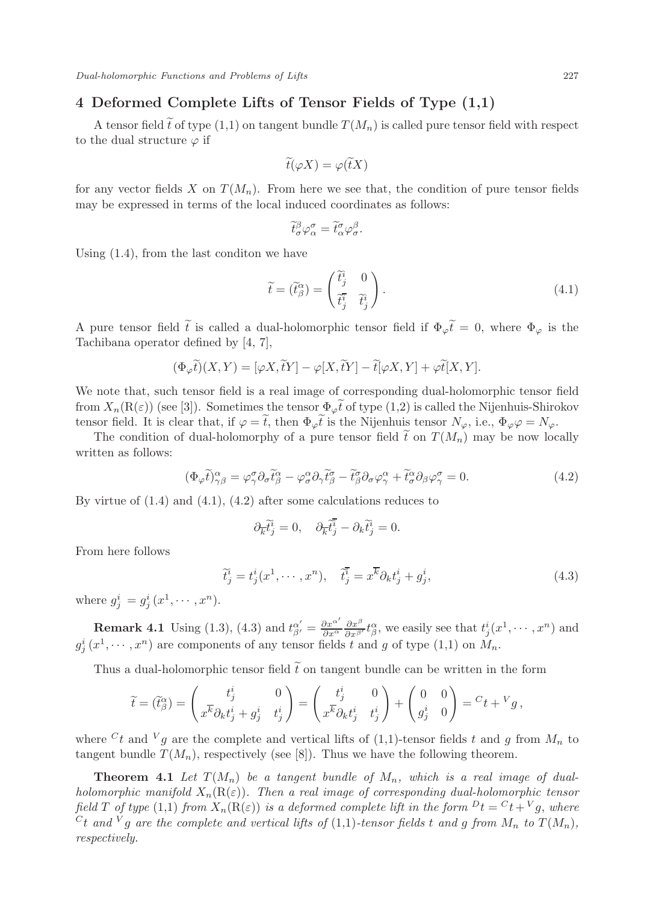## 4 Deformed Complete Lifts of Tensor Fields of Type (1,1)

A tensor field $\widetilde{t}$ of type (1,1) on tangent bundle $T(M_n)$ is called pure tensor field with respect to the dual structure $\varphi$ if

$$\widetilde{t}(\varphi X) = \varphi(\widetilde{t}X)$$

for any vector fields $X$ on $T(M_n)$. From here we see that, the condition of pure tensor fields may be expressed in terms of the local induced coordinates as follows:

$$\widetilde{t}^{\beta}_{\sigma}\varphi^{\sigma}_{\alpha} = \widetilde{t}^{\sigma}_{\alpha}\varphi^{\beta}_{\sigma}.$$

Using (1.4), from the last conditon we have

$$\widetilde{t} = (\widetilde{t}^{\alpha}_{\beta}) = \begin{pmatrix} \widetilde{t}^{i}_{j} & 0 \\ \widetilde{t}^{\overline{i}}_{j} & \widetilde{t}^{i}_{j} \end{pmatrix}. \tag{4.1}$$

A pure tensor field $\widetilde{t}$ is called a dual-holomorphic tensor field if $\Phi_{\varphi}\widetilde{t} = 0$, where $\Phi_{\varphi}$ is the Tachibana operator defined by [4, 7],

$$(\Phi_{\varphi}\widetilde{t})(X,Y) = [\varphi X, \widetilde{t}Y] - \varphi[X, \widetilde{t}Y] - \widetilde{t}[\varphi X, Y] + \varphi\widetilde{t}[X,Y].$$

We note that, such tensor field is a real image of corresponding dual-holomorphic tensor field from $X_n(\mathrm{R}(\varepsilon))$ (see [3]). Sometimes the tensor $\Phi_{\varphi}\widetilde{t}$ of type (1,2) is called the Nijenhuis-Shirokov tensor field. It is clear that, if $\varphi = \widetilde{t}$, then $\Phi_{\varphi}\widetilde{t}$ is the Nijenhuis tensor $N_{\varphi}$, i.e., $\Phi_{\varphi}\varphi = N_{\varphi}$.

The condition of dual-holomorphy of a pure tensor field $\widetilde{t}$ on $T(M_n)$ may be now locally written as follows:

$$(\Phi_{\varphi}\widetilde{t})^{\alpha}_{\gamma\beta} = \varphi^{\sigma}_{\gamma}\partial_{\sigma}\widetilde{t}^{\alpha}_{\beta} - \varphi^{\alpha}_{\sigma}\partial_{\gamma}\widetilde{t}^{\sigma}_{\beta} - \widetilde{t}^{\sigma}_{\beta}\partial_{\sigma}\varphi^{\alpha}_{\gamma} + \widetilde{t}^{\alpha}_{\sigma}\partial_{\beta}\varphi^{\sigma}_{\gamma} = 0. \tag{4.2}$$

By virtue of (1.4) and (4.1), (4.2) after some calculations reduces to

$$\partial_{\overline{k}}\widetilde{t}^{i}_{j} = 0, \quad \partial_{\overline{k}}\widetilde{t}^{\overline{i}}_{j} - \partial_{k}\widetilde{t}^{i}_{j} = 0.$$

From here follows

$$\widetilde{t}^{i}_{j} = t^{i}_{j}(x^1, \cdots, x^n), \quad \widetilde{t}^{\overline{i}}_{j} = x^{\overline{k}}\partial_{k}t^{i}_{j} + g^{i}_{j}, \tag{4.3}$$

where $g^{i}_{j} = g^{i}_{j}(x^1, \cdots, x^n)$.

**Remark 4.1** Using (1.3), (4.3) and $t^{\alpha'}_{\beta'} = \frac{\partial x^{\alpha'}}{\partial x^{\alpha}}\frac{\partial x^{\beta}}{\partial x^{\beta'}}t^{\alpha}_{\beta}$, we easily see that $t^{i}_{j}(x^1, \cdots, x^n)$ and $g^{i}_{j}(x^1, \cdots, x^n)$ are components of any tensor fields $t$ and $g$ of type (1,1) on $M_n$.

Thus a dual-holomorphic tensor field $\widetilde{t}$ on tangent bundle can be written in the form

$$\widetilde{t} = (\widetilde{t}^{\alpha}_{\beta}) = \begin{pmatrix} t^{i}_{j} & 0 \\ x^{\overline{k}}\partial_{k}t^{i}_{j} + g^{i}_{j} & t^{i}_{j} \end{pmatrix} = \begin{pmatrix} t^{i}_{j} & 0 \\ x^{\overline{k}}\partial_{k}t^{i}_{j} & t^{i}_{j} \end{pmatrix} + \begin{pmatrix} 0 & 0 \\ g^{i}_{j} & 0 \end{pmatrix} = {}^{C}t + {}^{V}g\,,$$

where ${}^{C}t$ and ${}^{V}g$ are the complete and vertical lifts of (1,1)-tensor fields $t$ and $g$ from $M_n$ to tangent bundle $T(M_n)$, respectively (see [8]). Thus we have the following theorem.

**Theorem 4.1** *Let $T(M_n)$ be a tangent bundle of $M_n$, which is a real image of dual-holomorphic manifold $X_n(\mathrm{R}(\varepsilon))$. Then a real image of corresponding dual-holomorphic tensor field $T$ of type (1,1) from $X_n(\mathrm{R}(\varepsilon))$ is a deformed complete lift in the form ${}^{D}t = {}^{C}t + {}^{V}g$, where ${}^{C}t$ and ${}^{V}g$ are the complete and vertical lifts of (1,1)-tensor fields $t$ and $g$ from $M_n$ to $T(M_n)$, respectively.*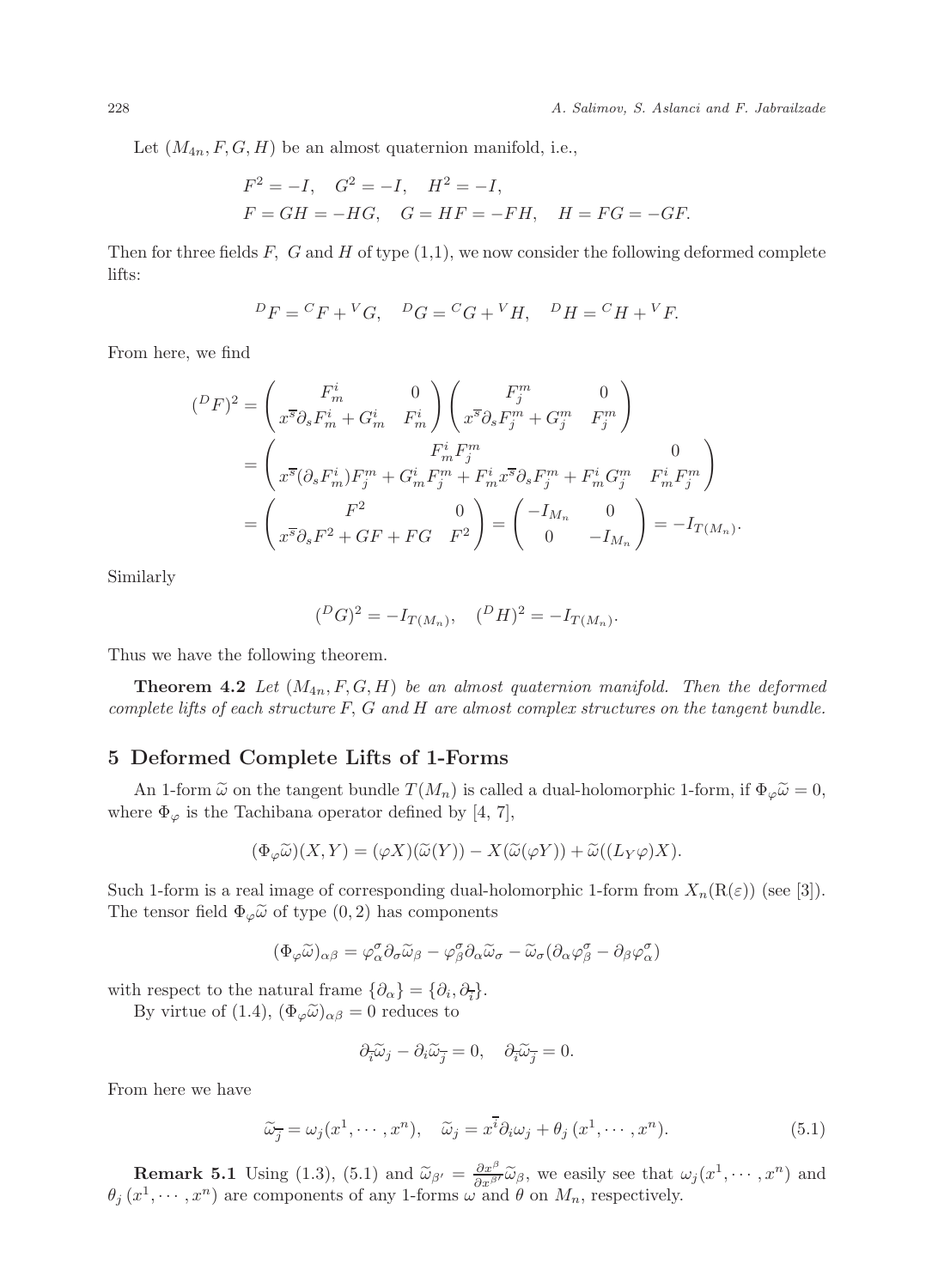Let $(M_{4n}, F, G, H)$ be an almost quaternion manifold, i.e.,

$$F^2 = -I, \quad G^2 = -I, \quad H^2 = -I,$$
$$F = GH = -HG, \quad G = HF = -FH, \quad H = FG = -GF.$$

Then for three fields $F$, $G$ and $H$ of type (1,1), we now consider the following deformed complete lifts:

$$^DF = {}^CF + {}^VG, \quad ^DG = {}^CG + {}^VH, \quad ^DH = {}^CH + {}^VF.$$

From here, we find

$$
\begin{aligned}
(^DF)^2 &= \begin{pmatrix} F_m^i & 0 \\ x^{\overline{s}}\partial_s F_m^i + G_m^i & F_m^i \end{pmatrix} \begin{pmatrix} F_j^m & 0 \\ x^{\overline{s}}\partial_s F_j^m + G_j^m & F_j^m \end{pmatrix} \\
&= \begin{pmatrix} F_m^i F_j^m & 0 \\ x^{\overline{s}}(\partial_s F_m^i)F_j^m + G_m^i F_j^m + F_m^i x^{\overline{s}}\partial_s F_j^m + F_m^i G_j^m & F_m^i F_j^m \end{pmatrix} \\
&= \begin{pmatrix} F^2 & 0 \\ x^{\overline{s}}\partial_s F^2 + GF + FG & F^2 \end{pmatrix} = \begin{pmatrix} -I_{M_n} & 0 \\ 0 & -I_{M_n} \end{pmatrix} = -I_{T(M_n)}.
\end{aligned}
$$

Similarly

$$(^DG)^2 = -I_{T(M_n)}, \quad (^DH)^2 = -I_{T(M_n)}.$$

Thus we have the following theorem.

**Theorem 4.2** *Let $(M_{4n}, F, G, H)$ be an almost quaternion manifold. Then the deformed complete lifts of each structure $F$, $G$ and $H$ are almost complex structures on the tangent bundle.*

## 5 Deformed Complete Lifts of 1-Forms

An 1-form $\widetilde{\omega}$ on the tangent bundle $T(M_n)$ is called a dual-holomorphic 1-form, if $\Phi_\varphi \widetilde{\omega} = 0$, where $\Phi_\varphi$ is the Tachibana operator defined by [4, 7],

$$(\Phi_\varphi \widetilde{\omega})(X, Y) = (\varphi X)(\widetilde{\omega}(Y)) - X(\widetilde{\omega}(\varphi Y)) + \widetilde{\omega}((L_Y \varphi)X).$$

Such 1-form is a real image of corresponding dual-holomorphic 1-form from $X_n(\mathrm{R}(\varepsilon))$ (see [3]). The tensor field $\Phi_\varphi \widetilde{\omega}$ of type $(0, 2)$ has components

$$(\Phi_\varphi \widetilde{\omega})_{\alpha\beta} = \varphi_\alpha^\sigma \partial_\sigma \widetilde{\omega}_\beta - \varphi_\beta^\sigma \partial_\alpha \widetilde{\omega}_\sigma - \widetilde{\omega}_\sigma(\partial_\alpha \varphi_\beta^\sigma - \partial_\beta \varphi_\alpha^\sigma)$$

with respect to the natural frame $\{\partial_\alpha\} = \{\partial_i, \partial_{\overline{i}}\}$.

By virtue of (1.4), $(\Phi_\varphi \widetilde{\omega})_{\alpha\beta} = 0$ reduces to

$$\partial_{\overline{i}} \widetilde{\omega}_j - \partial_i \widetilde{\omega}_{\overline{j}} = 0, \quad \partial_{\overline{i}} \widetilde{\omega}_{\overline{j}} = 0.$$

From here we have

$$\widetilde{\omega}_{\overline{j}} = \omega_j(x^1, \cdots, x^n), \quad \widetilde{\omega}_j = x^{\overline{i}} \partial_i \omega_j + \theta_j\,(x^1, \cdots, x^n). \tag{5.1}$$

**Remark 5.1** Using (1.3), (5.1) and $\widetilde{\omega}_{\beta'} = \frac{\partial x^\beta}{\partial x^{\beta'}} \widetilde{\omega}_\beta$, we easily see that $\omega_j(x^1, \cdots, x^n)$ and $\theta_j\,(x^1, \cdots, x^n)$ are components of any 1-forms $\omega$ and $\theta$ on $M_n$, respectively.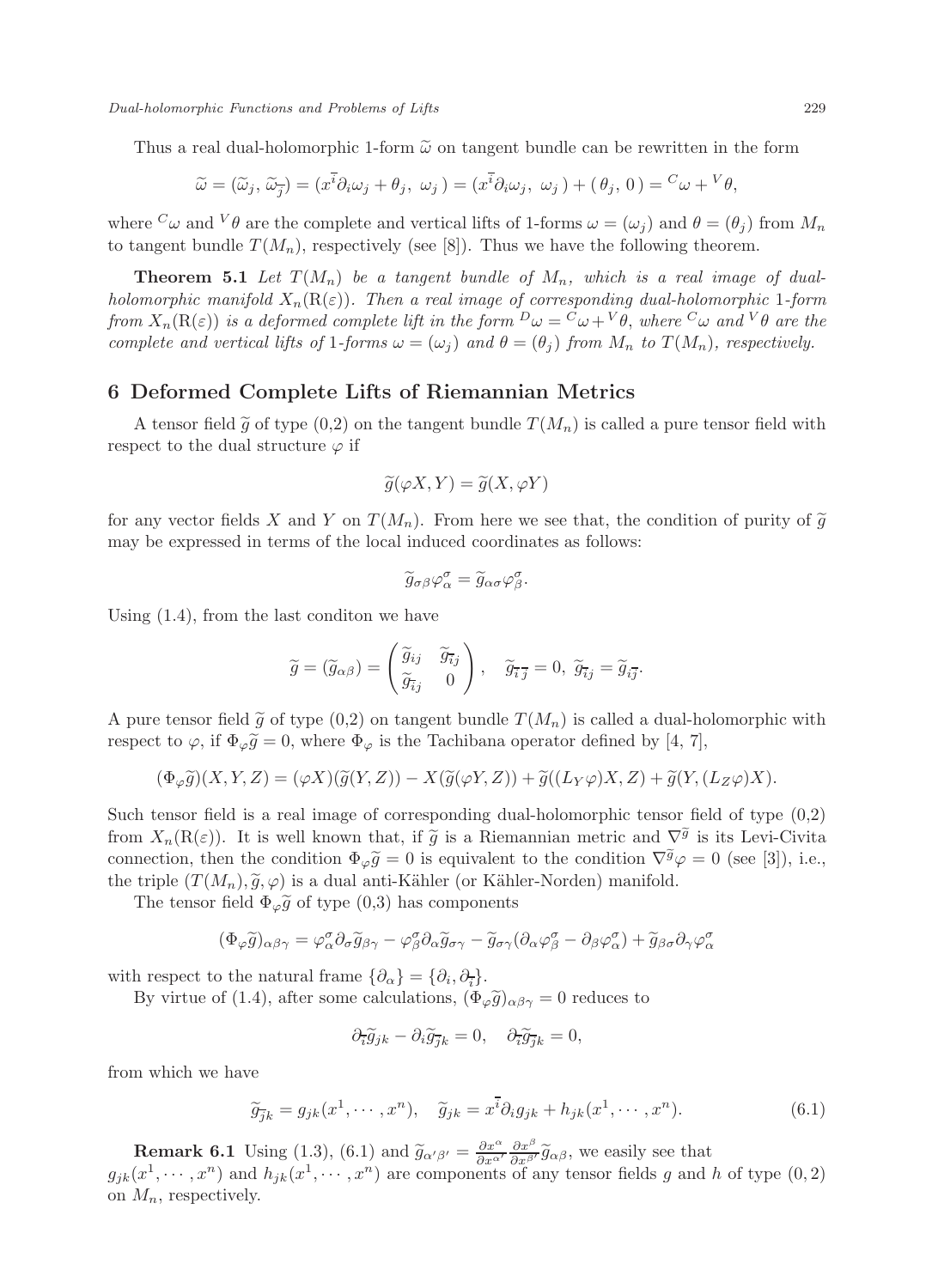Thus a real dual-holomorphic 1-form $\widetilde{\omega}$ on tangent bundle can be rewritten in the form

$$\widetilde{\omega} = (\widetilde{\omega}_j,\ \widetilde{\omega}_{\overline{j}}) = (x^{\overline{i}}\partial_i \omega_j + \theta_j,\ \omega_j\,) = (x^{\overline{i}}\partial_i \omega_j,\ \omega_j\,) + (\,\theta_j,\ 0\,) = {}^C\omega + {}^V\theta,$$

where ${}^C\omega$ and ${}^V\theta$ are the complete and vertical lifts of 1-forms $\omega = (\omega_j)$ and $\theta = (\theta_j)$ from $M_n$ to tangent bundle $T(M_n)$, respectively (see [8]). Thus we have the following theorem.

**Theorem 5.1** *Let $T(M_n)$ be a tangent bundle of $M_n$, which is a real image of dual-holomorphic manifold $X_n(\mathrm{R}(\varepsilon))$. Then a real image of corresponding dual-holomorphic 1-form from $X_n(\mathrm{R}(\varepsilon))$ is a deformed complete lift in the form ${}^D\omega = {}^C\omega + {}^V\theta$, where ${}^C\omega$ and ${}^V\theta$ are the complete and vertical lifts of 1-forms $\omega = (\omega_j)$ and $\theta = (\theta_j)$ from $M_n$ to $T(M_n)$, respectively.*

## 6 Deformed Complete Lifts of Riemannian Metrics

A tensor field $\widetilde{g}$ of type (0,2) on the tangent bundle $T(M_n)$ is called a pure tensor field with respect to the dual structure $\varphi$ if

$$\widetilde{g}(\varphi X, Y) = \widetilde{g}(X, \varphi Y)$$

for any vector fields $X$ and $Y$ on $T(M_n)$. From here we see that, the condition of purity of $\widetilde{g}$ may be expressed in terms of the local induced coordinates as follows:

$$\widetilde{g}_{\sigma\beta}\varphi^{\sigma}_{\alpha} = \widetilde{g}_{\alpha\sigma}\varphi^{\sigma}_{\beta}.$$

Using (1.4), from the last conditon we have

$$\widetilde{g} = (\widetilde{g}_{\alpha\beta}) = \begin{pmatrix} \widetilde{g}_{ij} & \widetilde{g}_{\overline{i}j} \\ \widetilde{g}_{\overline{i}j} & 0 \end{pmatrix}, \quad \widetilde{g}_{\overline{i}\,\overline{j}} = 0,\ \widetilde{g}_{\overline{i}j} = \widetilde{g}_{i\overline{j}}.$$

A pure tensor field $\widetilde{g}$ of type (0,2) on tangent bundle $T(M_n)$ is called a dual-holomorphic with respect to $\varphi$, if $\Phi_{\varphi}\widetilde{g} = 0$, where $\Phi_{\varphi}$ is the Tachibana operator defined by [4, 7],

$$(\Phi_{\varphi}\widetilde{g})(X, Y, Z) = (\varphi X)(\widetilde{g}(Y, Z)) - X(\widetilde{g}(\varphi Y, Z)) + \widetilde{g}((L_Y\varphi)X, Z) + \widetilde{g}(Y, (L_Z\varphi)X).$$

Such tensor field is a real image of corresponding dual-holomorphic tensor field of type (0,2) from $X_n(\mathrm{R}(\varepsilon))$. It is well known that, if $\widetilde{g}$ is a Riemannian metric and $\nabla^{\widetilde{g}}$ is its Levi-Civita connection, then the condition $\Phi_{\varphi}\widetilde{g} = 0$ is equivalent to the condition $\nabla^{\widetilde{g}}\varphi = 0$ (see [3]), i.e., the triple $(T(M_n), \widetilde{g}, \varphi)$ is a dual anti-Kähler (or Kähler-Norden) manifold.

The tensor field $\Phi_{\varphi}\widetilde{g}$ of type (0,3) has components

$$(\Phi_{\varphi}\widetilde{g})_{\alpha\beta\gamma} = \varphi^{\sigma}_{\alpha}\partial_{\sigma}\widetilde{g}_{\beta\gamma} - \varphi^{\sigma}_{\beta}\partial_{\alpha}\widetilde{g}_{\sigma\gamma} - \widetilde{g}_{\sigma\gamma}(\partial_{\alpha}\varphi^{\sigma}_{\beta} - \partial_{\beta}\varphi^{\sigma}_{\alpha}) + \widetilde{g}_{\beta\sigma}\partial_{\gamma}\varphi^{\sigma}_{\alpha}$$

with respect to the natural frame $\{\partial_{\alpha}\} = \{\partial_i, \partial_{\overline{i}}\}$.

By virtue of (1.4), after some calculations, $(\Phi_{\varphi}\widetilde{g})_{\alpha\beta\gamma} = 0$ reduces to

$$\partial_{\overline{i}}\widetilde{g}_{jk} - \partial_i\widetilde{g}_{\overline{j}k} = 0, \quad \partial_{\overline{i}}\widetilde{g}_{\overline{j}k} = 0,$$

from which we have

$$\widetilde{g}_{\overline{j}k} = g_{jk}(x^1, \cdots, x^n), \quad \widetilde{g}_{jk} = x^{\overline{i}}\partial_i g_{jk} + h_{jk}(x^1, \cdots, x^n). \tag{6.1}$$

**Remark 6.1** Using (1.3), (6.1) and $\widetilde{g}_{\alpha'\beta'} = \frac{\partial x^{\alpha}}{\partial x^{\alpha'}}\frac{\partial x^{\beta}}{\partial x^{\beta'}}\widetilde{g}_{\alpha\beta}$, we easily see that $g_{jk}(x^1, \cdots, x^n)$ and $h_{jk}(x^1, \cdots, x^n)$ are components of any tensor fields $g$ and $h$ of type (0,2) on $M_n$, respectively.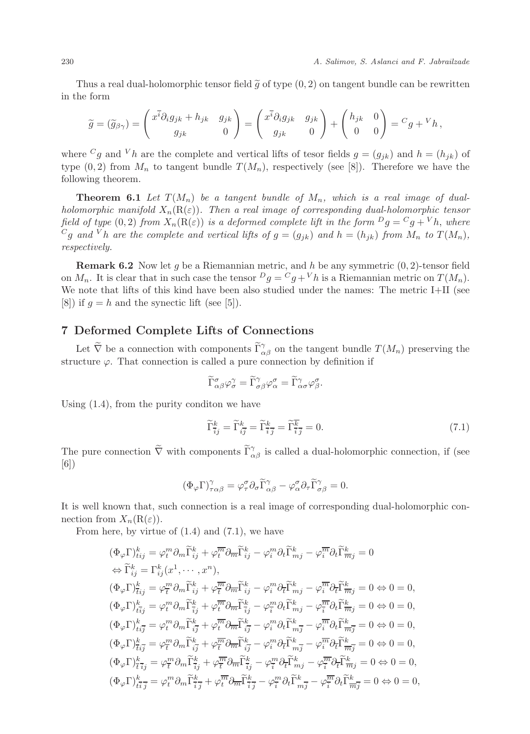Thus a real dual-holomorphic tensor field $\widetilde{g}$ of type $(0,2)$ on tangent bundle can be rewritten in the form

$$\widetilde{g} = (\widetilde{g}_{\beta\gamma}) = \begin{pmatrix} x^{\overline{i}}\partial_i g_{jk} + h_{jk} & g_{jk} \\ g_{jk} & 0 \end{pmatrix} = \begin{pmatrix} x^{\overline{i}}\partial_i g_{jk} & g_{jk} \\ g_{jk} & 0 \end{pmatrix} + \begin{pmatrix} h_{jk} & 0 \\ 0 & 0 \end{pmatrix} = {}^C g + {}^V h\,,$$

where ${}^C g$ and ${}^V h$ are the complete and vertical lifts of tesor fields $g = (g_{jk})$ and $h = (h_{jk})$ of type $(0,2)$ from $M_n$ to tangent bundle $T(M_n)$, respectively (see [8]). Therefore we have the following theorem.

**Theorem 6.1** *Let $T(M_n)$ be a tangent bundle of $M_n$, which is a real image of dual-holomorphic manifold $X_n(\mathrm{R}(\varepsilon))$. Then a real image of corresponding dual-holomorphic tensor field of type $(0,2)$ from $X_n(\mathrm{R}(\varepsilon))$ is a deformed complete lift in the form ${}^D g = {}^C g + {}^V h$, where ${}^C g$ and ${}^V h$ are the complete and vertical lifts of $g = (g_{jk})$ and $h = (h_{jk})$ from $M_n$ to $T(M_n)$, respectively.*

**Remark 6.2** Now let $g$ be a Riemannian metric, and $h$ be any symmetric $(0,2)$-tensor field on $M_n$. It is clear that in such case the tensor ${}^D g = {}^C g + {}^V h$ is a Riemannian metric on $T(M_n)$. We note that lifts of this kind have been also studied under the names: The metric I+II (see [8]) if $g = h$ and the synectic lift (see [5]).

## 7 Deformed Complete Lifts of Connections

Let $\widetilde{\nabla}$ be a connection with components $\widetilde{\Gamma}^{\gamma}_{\alpha\beta}$ on the tangent bundle $T(M_n)$ preserving the structure $\varphi$. That connection is called a pure connection by definition if

$$\widetilde{\Gamma}^{\sigma}_{\alpha\beta}\varphi^{\gamma}_{\sigma} = \widetilde{\Gamma}^{\gamma}_{\sigma\beta}\varphi^{\sigma}_{\alpha} = \widetilde{\Gamma}^{\gamma}_{\alpha\sigma}\varphi^{\sigma}_{\beta}.$$

Using (1.4), from the purity conditon we have

$$\widetilde{\Gamma}^{k}_{\overline{i}j} = \widetilde{\Gamma}^{k}_{i\overline{j}} = \widetilde{\Gamma}^{k}_{\overline{i}\,\overline{j}} = \widetilde{\Gamma}^{\overline{k}}_{\overline{i}\,\overline{j}} = 0. \tag{7.1}$$

The pure connection $\widetilde{\nabla}$ with components $\widetilde{\Gamma}^{\gamma}_{\alpha\beta}$ is called a dual-holomorphic connection, if (see [6])

$$(\Phi_{\varphi}\Gamma)^{\gamma}_{\tau\alpha\beta} = \varphi^{\sigma}_{\tau}\partial_{\sigma}\widetilde{\Gamma}^{\gamma}_{\alpha\beta} - \varphi^{\sigma}_{\alpha}\partial_{\tau}\widetilde{\Gamma}^{\gamma}_{\sigma\beta} = 0.$$

It is well known that, such connection is a real image of corresponding dual-holomorphic connection from $X_n(\mathrm{R}(\varepsilon))$.

From here, by virtue of (1.4) and (7.1), we have

$$\begin{aligned}
&(\Phi_{\varphi}\Gamma)^{k}_{tij} = \varphi^{m}_{t}\partial_m\widetilde{\Gamma}^{k}_{ij} + \varphi^{\overline{m}}_{t}\partial_{\overline{m}}\widetilde{\Gamma}^{k}_{ij} - \varphi^{m}_{i}\partial_t\widetilde{\Gamma}^{k}_{mj} - \varphi^{\overline{m}}_{i}\partial_t\widetilde{\Gamma}^{k}_{\overline{m}j} = 0 \\
&\Leftrightarrow \widetilde{\Gamma}^{k}_{ij} = \Gamma^{k}_{ij}(x^1,\cdots,x^n), \\
&(\Phi_{\varphi}\Gamma)^{k}_{\overline{t}ij} = \varphi^{m}_{\overline{t}}\partial_m\widetilde{\Gamma}^{k}_{ij} + \varphi^{\overline{m}}_{\overline{t}}\partial_{\overline{m}}\widetilde{\Gamma}^{k}_{ij} - \varphi^{m}_{i}\partial_{\overline{t}}\widetilde{\Gamma}^{k}_{mj} - \varphi^{\overline{m}}_{i}\partial_{\overline{t}}\widetilde{\Gamma}^{k}_{\overline{m}j} = 0 \Leftrightarrow 0 = 0, \\
&(\Phi_{\varphi}\Gamma)^{k}_{t\overline{i}j} = \varphi^{m}_{t}\partial_m\widetilde{\Gamma}^{k}_{\overline{i}j} + \varphi^{\overline{m}}_{t}\partial_{\overline{m}}\widetilde{\Gamma}^{k}_{\overline{i}j} - \varphi^{m}_{\overline{i}}\partial_t\widetilde{\Gamma}^{k}_{mj} - \varphi^{\overline{m}}_{\overline{i}}\partial_t\widetilde{\Gamma}^{k}_{\overline{m}j} = 0 \Leftrightarrow 0 = 0, \\
&(\Phi_{\varphi}\Gamma)^{k}_{ti\overline{j}} = \varphi^{m}_{t}\partial_m\widetilde{\Gamma}^{k}_{i\overline{j}} + \varphi^{\overline{m}}_{t}\partial_{\overline{m}}\widetilde{\Gamma}^{k}_{i\overline{j}} - \varphi^{m}_{i}\partial_t\widetilde{\Gamma}^{k}_{m\overline{j}} - \varphi^{\overline{m}}_{i}\partial_t\widetilde{\Gamma}^{k}_{\overline{m}\overline{j}} = 0 \Leftrightarrow 0 = 0, \\
&(\Phi_{\varphi}\Gamma)^{k}_{\overline{t}i\overline{j}} = \varphi^{m}_{\overline{t}}\partial_m\widetilde{\Gamma}^{k}_{i\overline{j}} + \varphi^{\overline{m}}_{\overline{t}}\partial_{\overline{m}}\widetilde{\Gamma}^{k}_{i\overline{j}} - \varphi^{m}_{i}\partial_{\overline{t}}\widetilde{\Gamma}^{k}_{m\overline{j}} - \varphi^{\overline{m}}_{i}\partial_{\overline{t}}\widetilde{\Gamma}^{k}_{\overline{m}\overline{j}} = 0 \Leftrightarrow 0 = 0, \\
&(\Phi_{\varphi}\Gamma)^{k}_{\overline{t}\,\overline{i}j} = \varphi^{m}_{\overline{t}}\partial_m\widetilde{\Gamma}^{k}_{\overline{i}j} + \varphi^{\overline{m}}_{\overline{t}}\partial_{\overline{m}}\widetilde{\Gamma}^{k}_{\overline{i}j} - \varphi^{m}_{\overline{i}}\partial_{\overline{t}}\widetilde{\Gamma}^{k}_{mj} - \varphi^{\overline{m}}_{\overline{i}}\partial_{\overline{t}}\widetilde{\Gamma}^{k}_{\overline{m}j} = 0 \Leftrightarrow 0 = 0, \\
&(\Phi_{\varphi}\Gamma)^{k}_{t\overline{i}\,\overline{j}} = \varphi^{m}_{t}\partial_m\widetilde{\Gamma}^{k}_{\overline{i}\,\overline{j}} + \varphi^{\overline{m}}_{t}\partial_{\overline{m}}\widetilde{\Gamma}^{k}_{\overline{i}\,\overline{j}} - \varphi^{m}_{\overline{i}}\partial_t\widetilde{\Gamma}^{k}_{m\overline{j}} - \varphi^{\overline{m}}_{\overline{i}}\partial_t\widetilde{\Gamma}^{k}_{\overline{m}\overline{j}} = 0 \Leftrightarrow 0 = 0,
\end{aligned}$$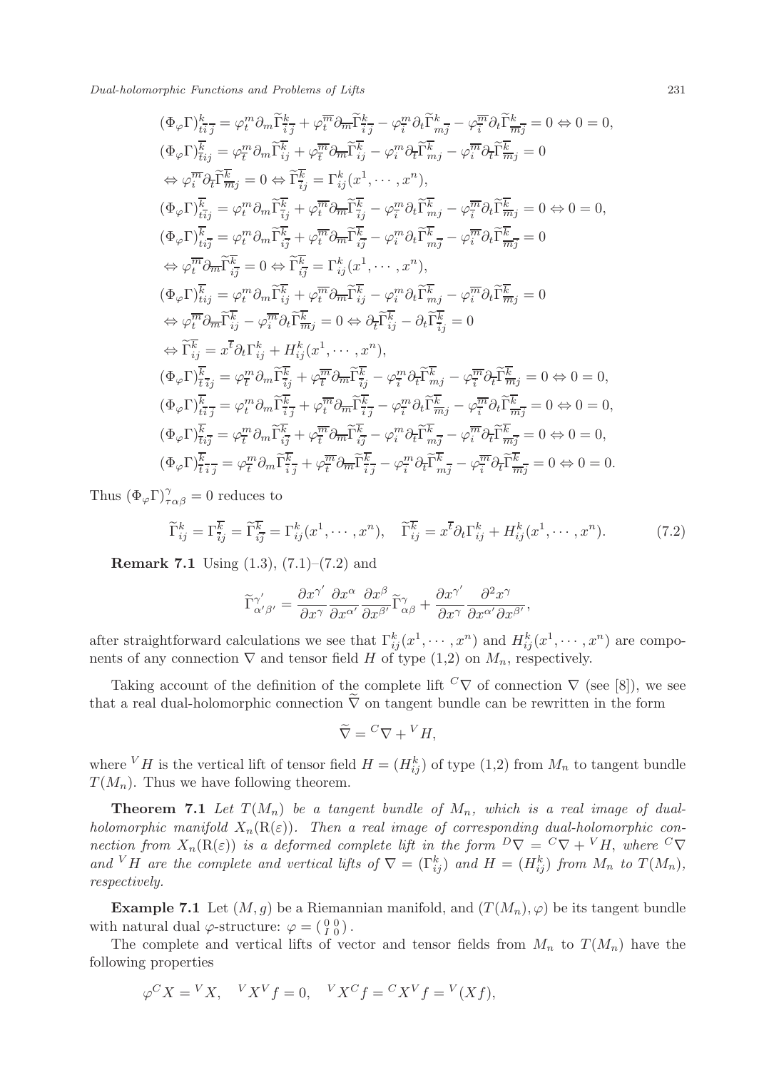$$
\begin{aligned}
&(\Phi_\varphi \Gamma)^k_{t\bar{i}\bar{j}} = \varphi^m_t \partial_m \widetilde{\Gamma}^k_{\bar{i}\bar{j}} + \varphi^{\overline{m}}_t \partial_{\overline{m}} \widetilde{\Gamma}^k_{\bar{i}\bar{j}} - \varphi^m_{\bar{i}} \partial_t \widetilde{\Gamma}^k_{m\bar{j}} - \varphi^{\overline{m}}_{\bar{i}} \partial_t \widetilde{\Gamma}^k_{\overline{m}\bar{j}} = 0 \Leftrightarrow 0 = 0,\\
&(\Phi_\varphi \Gamma)^{\overline{k}}_{\bar{t}ij} = \varphi^m_{\bar{t}} \partial_m \widetilde{\Gamma}^{\overline{k}}_{ij} + \varphi^{\overline{m}}_{\bar{t}} \partial_{\overline{m}} \widetilde{\Gamma}^{\overline{k}}_{ij} - \varphi^m_i \partial_{\bar{t}} \widetilde{\Gamma}^{\overline{k}}_{mj} - \varphi^{\overline{m}}_i \partial_{\bar{t}} \widetilde{\Gamma}^{\overline{k}}_{\overline{m}j} = 0\\
&\Leftrightarrow \varphi^{\overline{m}}_i \partial_{\bar{t}} \widetilde{\Gamma}^{\overline{k}}_{\overline{m}j} = 0 \Leftrightarrow \widetilde{\Gamma}^{\overline{k}}_{\bar{i}j} = \Gamma^k_{ij}(x^1, \cdots, x^n),\\
&(\Phi_\varphi \Gamma)^{\overline{k}}_{t\bar{i}j} = \varphi^m_t \partial_m \widetilde{\Gamma}^{\overline{k}}_{\bar{i}j} + \varphi^{\overline{m}}_t \partial_{\overline{m}} \widetilde{\Gamma}^{\overline{k}}_{\bar{i}j} - \varphi^m_{\bar{i}} \partial_t \widetilde{\Gamma}^{\overline{k}}_{mj} - \varphi^{\overline{m}}_{\bar{i}} \partial_t \widetilde{\Gamma}^{\overline{k}}_{\overline{m}j} = 0 \Leftrightarrow 0 = 0,\\
&(\Phi_\varphi \Gamma)^{\overline{k}}_{ti\bar{j}} = \varphi^m_t \partial_m \widetilde{\Gamma}^{\overline{k}}_{i\bar{j}} + \varphi^{\overline{m}}_t \partial_{\overline{m}} \widetilde{\Gamma}^{\overline{k}}_{i\bar{j}} - \varphi^m_i \partial_t \widetilde{\Gamma}^{\overline{k}}_{m\bar{j}} - \varphi^{\overline{m}}_i \partial_t \widetilde{\Gamma}^{\overline{k}}_{\overline{m}\bar{j}} = 0\\
&\Leftrightarrow \varphi^{\overline{m}}_t \partial_{\overline{m}} \widetilde{\Gamma}^{\overline{k}}_{i\bar{j}} = 0 \Leftrightarrow \widetilde{\Gamma}^{\overline{k}}_{i\bar{j}} = \Gamma^k_{ij}(x^1, \cdots, x^n),\\
&(\Phi_\varphi \Gamma)^{\overline{k}}_{tij} = \varphi^m_t \partial_m \widetilde{\Gamma}^{\overline{k}}_{ij} + \varphi^{\overline{m}}_t \partial_{\overline{m}} \widetilde{\Gamma}^{\overline{k}}_{ij} - \varphi^m_i \partial_t \widetilde{\Gamma}^{\overline{k}}_{mj} - \varphi^{\overline{m}}_i \partial_t \widetilde{\Gamma}^{\overline{k}}_{\overline{m}j} = 0\\
&\Leftrightarrow \varphi^{\overline{m}}_t \partial_{\overline{m}} \widetilde{\Gamma}^{\overline{k}}_{ij} - \varphi^{\overline{m}}_i \partial_t \widetilde{\Gamma}^{\overline{k}}_{\overline{m}j} = 0 \Leftrightarrow \partial_{\bar{t}} \widetilde{\Gamma}^{\overline{k}}_{ij} - \partial_t \widetilde{\Gamma}^{\overline{k}}_{\bar{i}j} = 0\\
&\Leftrightarrow \widetilde{\Gamma}^{\overline{k}}_{ij} = x^{\bar{t}} \partial_t \Gamma^k_{ij} + H^k_{ij}(x^1, \cdots, x^n),\\
&(\Phi_\varphi \Gamma)^{\overline{k}}_{\bar{t}\bar{i}j} = \varphi^m_{\bar{t}} \partial_m \widetilde{\Gamma}^{\overline{k}}_{\bar{i}j} + \varphi^{\overline{m}}_{\bar{t}} \partial_{\overline{m}} \widetilde{\Gamma}^{\overline{k}}_{\bar{i}j} - \varphi^m_{\bar{i}} \partial_{\bar{t}} \widetilde{\Gamma}^{\overline{k}}_{mj} - \varphi^{\overline{m}}_{\bar{i}} \partial_{\bar{t}} \widetilde{\Gamma}^{\overline{k}}_{\overline{m}j} = 0 \Leftrightarrow 0 = 0,\\
&(\Phi_\varphi \Gamma)^{\overline{k}}_{t\bar{i}\bar{j}} = \varphi^m_t \partial_m \widetilde{\Gamma}^{\overline{k}}_{\bar{i}\bar{j}} + \varphi^{\overline{m}}_t \partial_{\overline{m}} \widetilde{\Gamma}^{\overline{k}}_{\bar{i}\bar{j}} - \varphi^m_{\bar{i}} \partial_{\bar{t}} \widetilde{\Gamma}^{\overline{k}}_{\overline{m}j} - \varphi^{\overline{m}}_{\bar{i}} \partial_t \widetilde{\Gamma}^{\overline{k}}_{\overline{m}\bar{j}} = 0 \Leftrightarrow 0 = 0,\\
&(\Phi_\varphi \Gamma)^{\overline{k}}_{\bar{t}i\bar{j}} = \varphi^m_{\bar{t}} \partial_m \widetilde{\Gamma}^{\overline{k}}_{i\bar{j}} + \varphi^{\overline{m}}_{\bar{t}} \partial_{\overline{m}} \widetilde{\Gamma}^{\overline{k}}_{i\bar{j}} - \varphi^m_i \partial_{\bar{t}} \widetilde{\Gamma}^{\overline{k}}_{m\bar{j}} - \varphi^{\overline{m}}_i \partial_{\bar{t}} \widetilde{\Gamma}^{\overline{k}}_{\overline{m}\bar{j}} = 0 \Leftrightarrow 0 = 0,\\
&(\Phi_\varphi \Gamma)^{\overline{k}}_{\bar{t}\bar{i}\bar{j}} = \varphi^m_{\bar{t}} \partial_m \widetilde{\Gamma}^{\overline{k}}_{\bar{i}\bar{j}} + \varphi^{\overline{m}}_{\bar{t}} \partial_{\overline{m}} \widetilde{\Gamma}^{\overline{k}}_{\bar{i}\bar{j}} - \varphi^m_{\bar{i}} \partial_{\bar{t}} \widetilde{\Gamma}^{\overline{k}}_{m\bar{j}} - \varphi^{\overline{m}}_{\bar{i}} \partial_{\bar{t}} \widetilde{\Gamma}^{\overline{k}}_{\overline{m}\bar{j}} = 0 \Leftrightarrow 0 = 0.
\end{aligned}
$$

Thus $(\Phi_\varphi \Gamma)^\gamma_{\tau\alpha\beta} = 0$ reduces to

$$
\widetilde{\Gamma}^k_{ij} = \Gamma^{\overline{k}}_{\bar{i}j} = \widetilde{\Gamma}^{\overline{k}}_{i\bar{j}} = \Gamma^k_{ij}(x^1, \cdots, x^n), \quad \widetilde{\Gamma}^{\overline{k}}_{ij} = x^{\bar{t}} \partial_t \Gamma^k_{ij} + H^k_{ij}(x^1, \cdots, x^n). \tag{7.2}
$$

**Remark 7.1** Using (1.3), (7.1)–(7.2) and

$$
\widetilde{\Gamma}^{\gamma'}_{\alpha'\beta'} = \frac{\partial x^{\gamma'}}{\partial x^\gamma} \frac{\partial x^\alpha}{\partial x^{\alpha'}} \frac{\partial x^\beta}{\partial x^{\beta'}} \widetilde{\Gamma}^\gamma_{\alpha\beta} + \frac{\partial x^{\gamma'}}{\partial x^\gamma} \frac{\partial^2 x^\gamma}{\partial x^{\alpha'} \partial x^{\beta'}},
$$

after straightforward calculations we see that $\Gamma^k_{ij}(x^1, \cdots, x^n)$ and $H^k_{ij}(x^1, \cdots, x^n)$ are components of any connection $\nabla$ and tensor field $H$ of type (1,2) on $M_n$, respectively.

Taking account of the definition of the complete lift ${}^C\nabla$ of connection $\nabla$ (see [8]), we see that a real dual-holomorphic connection $\widetilde{\nabla}$ on tangent bundle can be rewritten in the form

$$
\widetilde{\nabla} = {}^C\nabla + {}^V H,
$$

where ${}^V H$ is the vertical lift of tensor field $H = (H^k_{ij})$ of type (1,2) from $M_n$ to tangent bundle $T(M_n)$. Thus we have following theorem.

**Theorem 7.1** *Let $T(M_n)$ be a tangent bundle of $M_n$, which is a real image of dual-holomorphic manifold $X_n(\mathrm{R}(\varepsilon))$. Then a real image of corresponding dual-holomorphic connection from $X_n(\mathrm{R}(\varepsilon))$ is a deformed complete lift in the form ${}^D\nabla = {}^C\nabla + {}^V H$, where ${}^C\nabla$ and ${}^V H$ are the complete and vertical lifts of $\nabla = (\Gamma^k_{ij})$ and $H = (H^k_{ij})$ from $M_n$ to $T(M_n)$, respectively.*

**Example 7.1** Let $(M, g)$ be a Riemannian manifold, and $(T(M_n), \varphi)$ be its tangent bundle with natural dual $\varphi$-structure: $\varphi = \left(\begin{smallmatrix} 0 & 0 \\ I & 0 \end{smallmatrix}\right)$.

The complete and vertical lifts of vector and tensor fields from $M_n$ to $T(M_n)$ have the following properties

$$
\varphi^C X = {}^V X, \quad {}^V X^V f = 0, \quad {}^V X^C f = {}^C X^V f = {}^V (Xf),
$$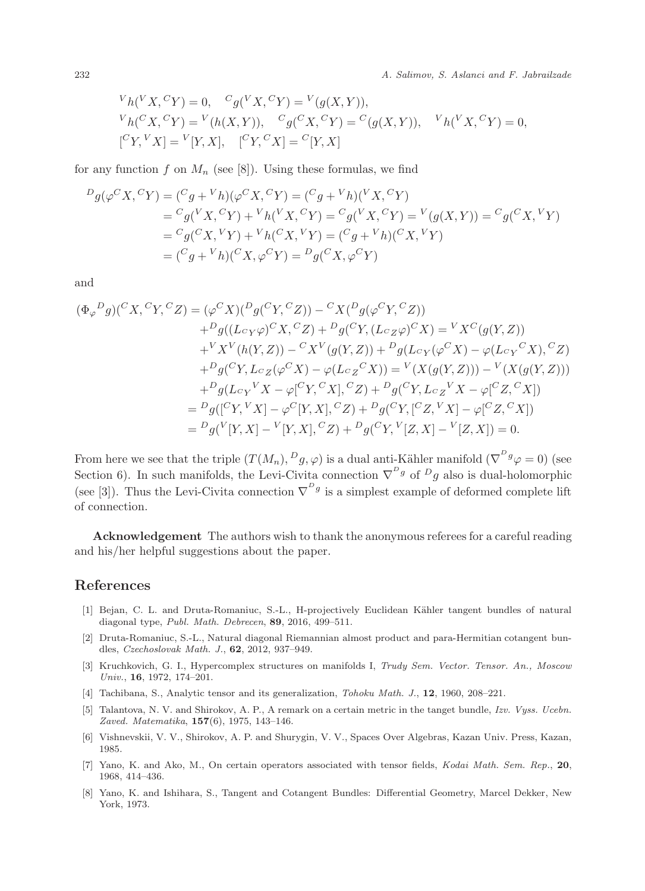$$
\begin{aligned}
&{}^V h({}^V X, {}^C Y) = 0, \quad {}^C g({}^V X, {}^C Y) = {}^V(g(X,Y)),\\
&{}^V h({}^C X, {}^C Y) = {}^V(h(X,Y)), \quad {}^C g({}^C X, {}^C Y) = {}^C(g(X,Y)), \quad {}^V h({}^V X, {}^C Y) = 0,\\
&[{}^C Y, {}^V X] = {}^V[Y,X], \quad [{}^C Y, {}^C X] = {}^C[Y,X]
\end{aligned}
$$

for any function $f$ on $M_n$ (see [8]). Using these formulas, we find

$$
\begin{aligned}
{}^D g(\varphi {}^C X, {}^C Y) &= ({}^C g + {}^V h)(\varphi {}^C X, {}^C Y) = ({}^C g + {}^V h)({}^V X, {}^C Y)\\
&= {}^C g({}^V X, {}^C Y) + {}^V h({}^V X, {}^C Y) = {}^C g({}^V X, {}^C Y) = {}^V(g(X,Y)) = {}^C g({}^C X, {}^V Y)\\
&= {}^C g({}^C X, {}^V Y) + {}^V h({}^C X, {}^V Y) = ({}^C g + {}^V h)({}^C X, {}^V Y)\\
&= ({}^C g + {}^V h)({}^C X, \varphi {}^C Y) = {}^D g({}^C X, \varphi {}^C Y)
\end{aligned}
$$

and

$$
\begin{aligned}
(\Phi_\varphi {}^D g)({}^C X, {}^C Y, {}^C Z) &= (\varphi {}^C X)({}^D g({}^C Y, {}^C Z)) - {}^C X({}^D g(\varphi {}^C Y, {}^C Z))\\
&\quad + {}^D g((L_{{}^C Y}\varphi) {}^C X, {}^C Z) + {}^D g({}^C Y, (L_{{}^C Z}\varphi) {}^C X) = {}^V X^C(g(Y,Z))\\
&\quad + {}^V X^V(h(Y,Z)) - {}^C X^V(g(Y,Z)) + {}^D g(L_{{}^C Y}(\varphi {}^C X) - \varphi(L_{{}^C Y} {}^C X), {}^C Z)\\
&\quad + {}^D g({}^C Y, L_{{}^C Z}(\varphi {}^C X) - \varphi(L_{{}^C Z} {}^C X)) = {}^V(X(g(Y,Z))) - {}^V(X(g(Y,Z)))\\
&\quad + {}^D g(L_{{}^C Y} {}^V X - \varphi[{}^C Y, {}^C X], {}^C Z) + {}^D g({}^C Y, L_{{}^C Z} {}^V X - \varphi[{}^C Z, {}^C X])\\
&= {}^D g([{}^C Y, {}^V X] - \varphi {}^C[Y,X], {}^C Z) + {}^D g({}^C Y, [{}^C Z, {}^V X] - \varphi[{}^C Z, {}^C X])\\
&= {}^D g({}^V[Y,X] - {}^V[Y,X], {}^C Z) + {}^D g({}^C Y, {}^V[Z,X] - {}^V[Z,X]) = 0.
\end{aligned}
$$

From here we see that the triple $(T(M_n), {}^D g, \varphi)$ is a dual anti-Kähler manifold ($\nabla^{{}^D g}\varphi = 0$) (see Section 6). In such manifolds, the Levi-Civita connection $\nabla^{{}^D g}$ of ${}^D g$ also is dual-holomorphic (see [3]). Thus the Levi-Civita connection $\nabla^{{}^D g}$ is a simplest example of deformed complete lift of connection.

**Acknowledgement** The authors wish to thank the anonymous referees for a careful reading and his/her helpful suggestions about the paper.

## References

1. Bejan, C. L. and Druta-Romaniuc, S.-L., H-projectively Euclidean Kähler tangent bundles of natural diagonal type, *Publ. Math. Debrecen*, **89**, 2016, 499–511.
2. Druta-Romaniuc, S.-L., Natural diagonal Riemannian almost product and para-Hermitian cotangent bundles, *Czechoslovak Math. J.*, **62**, 2012, 937–949.
3. Kruchkovich, G. I., Hypercomplex structures on manifolds I, *Trudy Sem. Vector. Tensor. An., Moscow Univ.*, **16**, 1972, 174–201.
4. Tachibana, S., Analytic tensor and its generalization, *Tohoku Math. J.*, **12**, 1960, 208–221.
5. Talantova, N. V. and Shirokov, A. P., A remark on a certain metric in the tanget bundle, *Izv. Vyss. Ucebn. Zaved. Matematika*, **157**(6), 1975, 143–146.
6. Vishnevskii, V. V., Shirokov, A. P. and Shurygin, V. V., Spaces Over Algebras, Kazan Univ. Press, Kazan, 1985.
7. Yano, K. and Ako, M., On certain operators associated with tensor fields, *Kodai Math. Sem. Rep.*, **20**, 1968, 414–436.
8. Yano, K. and Ishihara, S., Tangent and Cotangent Bundles: Differential Geometry, Marcel Dekker, New York, 1973.